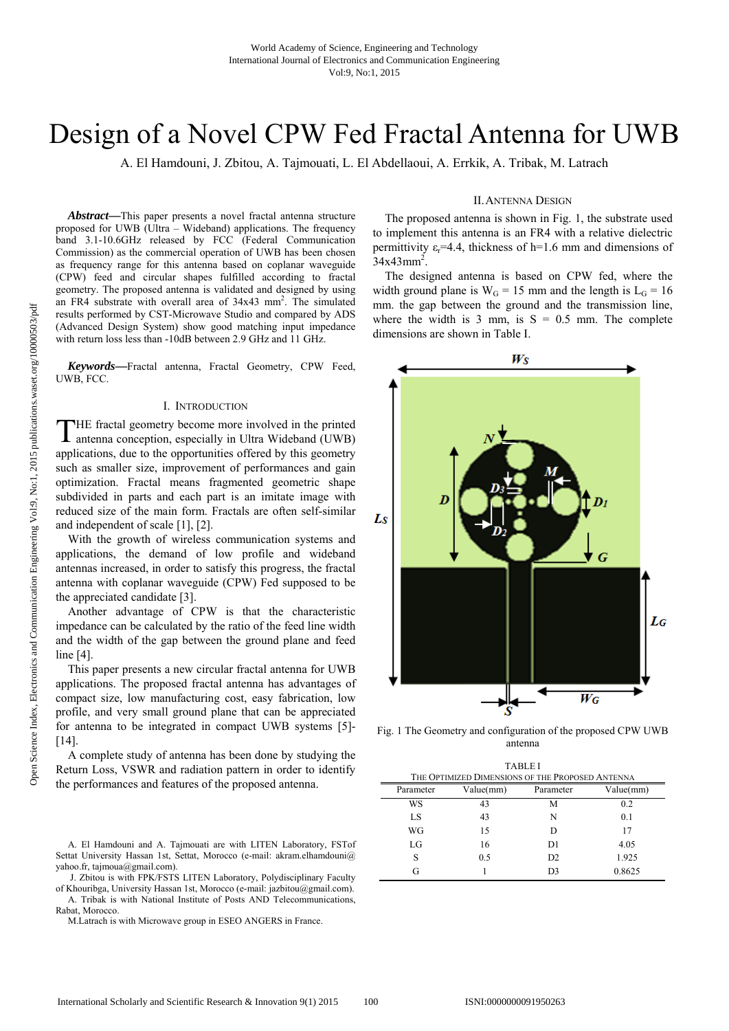# Design of a Novel CPW Fed Fractal Antenna for UWB

A. El Hamdouni, J. Zbitou, A. Tajmouati, L. El Abdellaoui, A. Errkik, A. Tribak, M. Latrach

***Abstract*—**This paper presents a novel fractal antenna structure proposed for UWB (Ultra – Wideband) applications. The frequency band 3.1-10.6GHz released by FCC (Federal Communication Commission) as the commercial operation of UWB has been chosen as frequency range for this antenna based on coplanar waveguide (CPW) feed and circular shapes fulfilled according to fractal geometry. The proposed antenna is validated and designed by using an FR4 substrate with overall area of 34x43 mm$^2$. The simulated results performed by CST-Microwave Studio and compared by ADS (Advanced Design System) show good matching input impedance with return loss less than -10dB between 2.9 GHz and 11 GHz.

***Keywords*—**Fractal antenna, Fractal Geometry, CPW Feed, UWB, FCC.

## I. Introduction

The fractal geometry become more involved in the printed antenna conception, especially in Ultra Wideband (UWB) applications, due to the opportunities offered by this geometry such as smaller size, improvement of performances and gain optimization. Fractal means fragmented geometric shape subdivided in parts and each part is an imitate image with reduced size of the main form. Fractals are often self-similar and independent of scale [1], [2].

With the growth of wireless communication systems and applications, the demand of low profile and wideband antennas increased, in order to satisfy this progress, the fractal antenna with coplanar waveguide (CPW) Fed supposed to be the appreciated candidate [3].

Another advantage of CPW is that the characteristic impedance can be calculated by the ratio of the feed line width and the width of the gap between the ground plane and feed line [4].

This paper presents a new circular fractal antenna for UWB applications. The proposed fractal antenna has advantages of compact size, low manufacturing cost, easy fabrication, low profile, and very small ground plane that can be appreciated for antenna to be integrated in compact UWB systems [5]-[14].

A complete study of antenna has been done by studying the Return Loss, VSWR and radiation pattern in order to identify the performances and features of the proposed antenna.

A. El Hamdouni and A. Tajmouati are with LITEN Laboratory, FSTof Settat University Hassan 1st, Settat, Morocco (e-mail: akram.elhamdouni@yahoo.fr, tajmoua@gmail.com).

J. Zbitou is with FPK/FSTS LITEN Laboratory, Polydisciplinary Faculty of Khouribga, University Hassan 1st, Morocco (e-mail: jazbitou@gmail.com).

A. Tribak is with National Institute of Posts AND Telecommunications, Rabat, Morocco.

M.Latrach is with Microwave group in ESEO ANGERS in France.

## II. Antenna Design

The proposed antenna is shown in Fig. 1, the substrate used to implement this antenna is an FR4 with a relative dielectric permittivity $\varepsilon_r$=4.4, thickness of h=1.6 mm and dimensions of 34x43mm$^2$.

The designed antenna is based on CPW fed, where the width ground plane is $W_G$ = 15 mm and the length is $L_G$ = 16 mm. the gap between the ground and the transmission line, where the width is 3 mm, is S = 0.5 mm. The complete dimensions are shown in Table I.

Fig. 1 The Geometry and configuration of the proposed CPW UWB antenna

TABLE I
THE OPTIMIZED DIMENSIONS OF THE PROPOSED ANTENNA

| Parameter | Value(mm) | Parameter | Value(mm) |
|---|---|---|---|
| WS | 43 | M | 0.2 |
| LS | 43 | N | 0.1 |
| WG | 15 | D | 17 |
| LG | 16 | D1 | 4.05 |
| S | 0.5 | D2 | 1.925 |
| G | 1 | D3 | 0.8625 |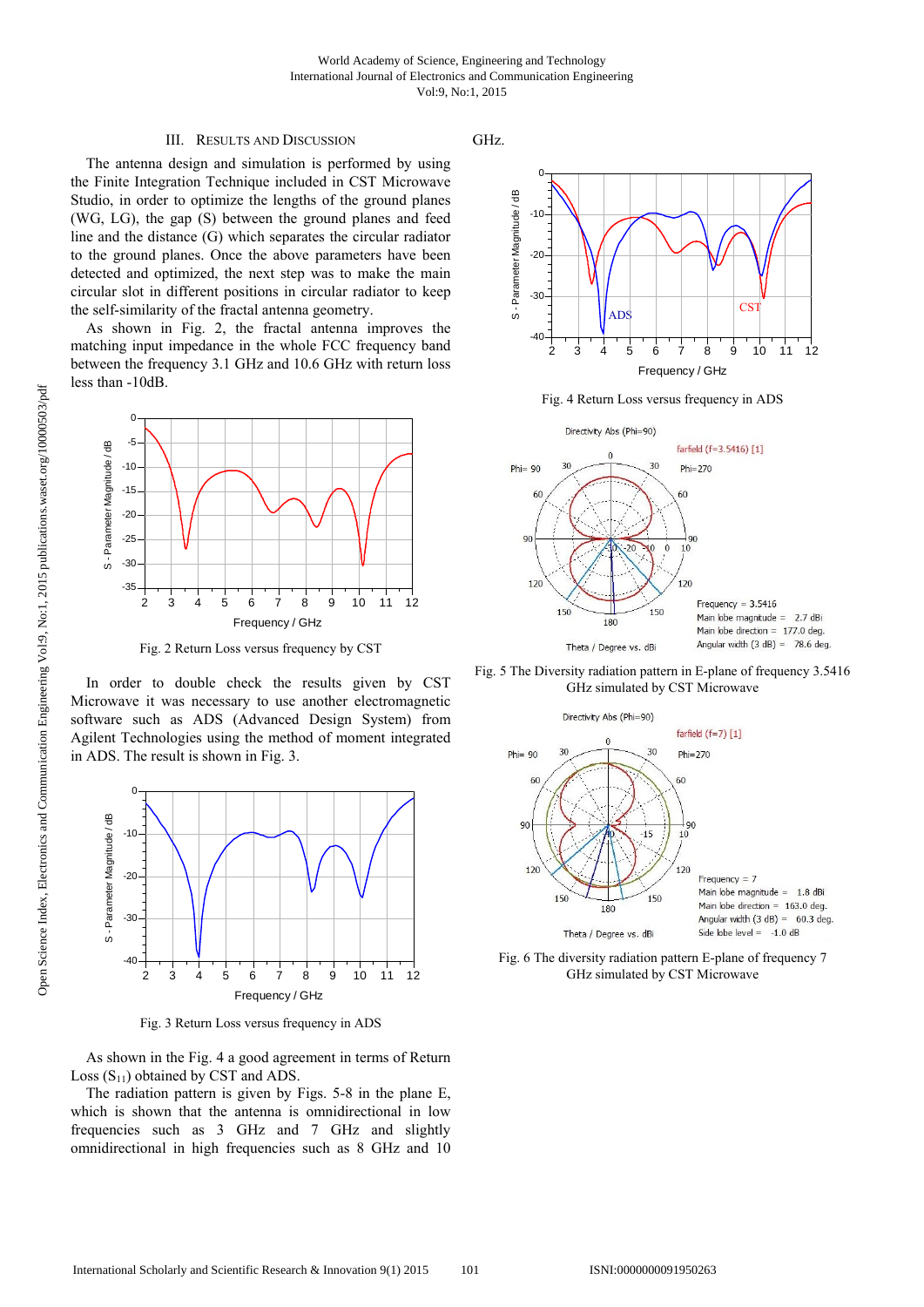## III. RESULTS AND DISCUSSION

The antenna design and simulation is performed by using the Finite Integration Technique included in CST Microwave Studio, in order to optimize the lengths of the ground planes (WG, LG), the gap (S) between the ground planes and feed line and the distance (G) which separates the circular radiator to the ground planes. Once the above parameters have been detected and optimized, the next step was to make the main circular slot in different positions in circular radiator to keep the self-similarity of the fractal antenna geometry.

As shown in Fig. 2, the fractal antenna improves the matching input impedance in the whole FCC frequency band between the frequency 3.1 GHz and 10.6 GHz with return loss less than -10dB.

Fig. 2 Return Loss versus frequency by CST

In order to double check the results given by CST Microwave it was necessary to use another electromagnetic software such as ADS (Advanced Design System) from Agilent Technologies using the method of moment integrated in ADS. The result is shown in Fig. 3.

Fig. 3 Return Loss versus frequency in ADS

As shown in the Fig. 4 a good agreement in terms of Return Loss ($S_{11}$) obtained by CST and ADS.

The radiation pattern is given by Figs. 5-8 in the plane E, which is shown that the antenna is omnidirectional in low frequencies such as 3 GHz and 7 GHz and slightly omnidirectional in high frequencies such as 8 GHz and 10 GHz.

Fig. 4 Return Loss versus frequency in ADS

Fig. 5 The Diversity radiation pattern in E-plane of frequency 3.5416 GHz simulated by CST Microwave

Fig. 6 The diversity radiation pattern E-plane of frequency 7 GHz simulated by CST Microwave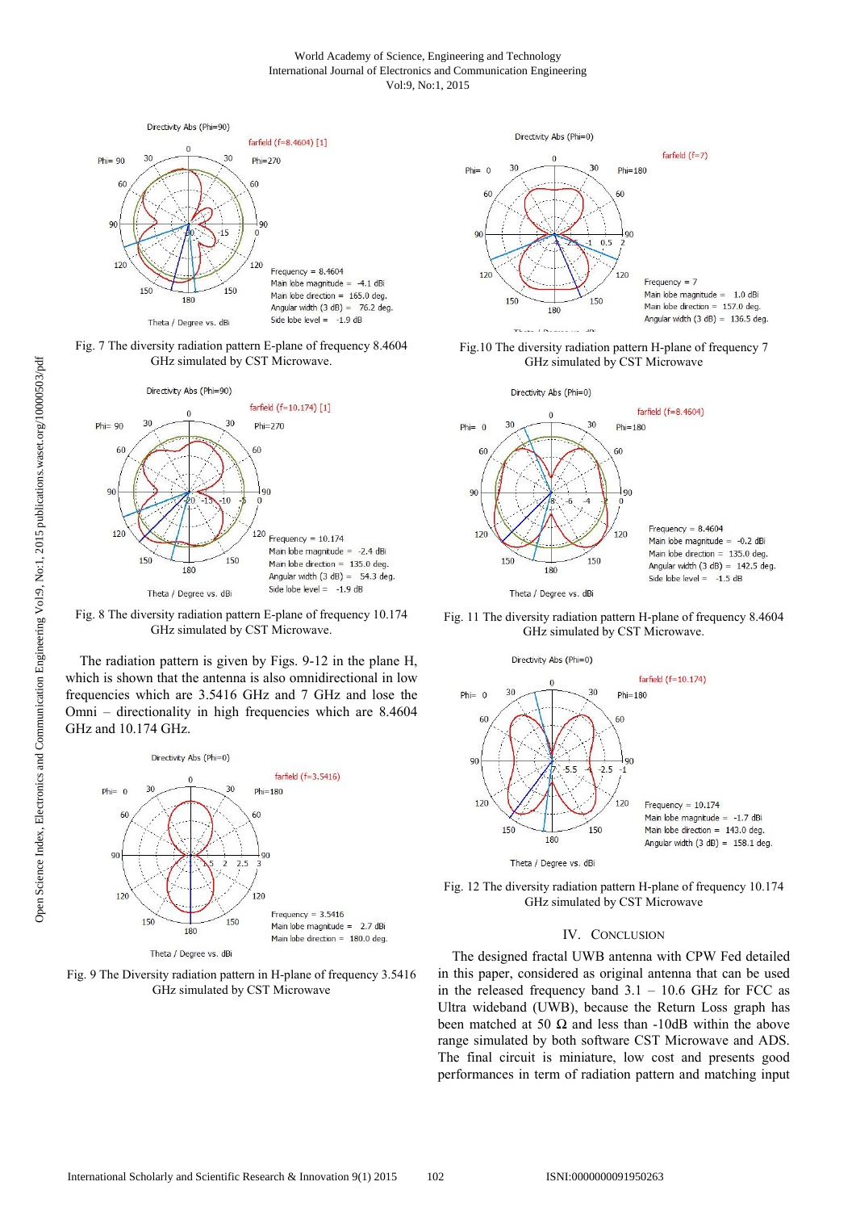Fig. 7 The diversity radiation pattern E-plane of frequency 8.4604 GHz simulated by CST Microwave.

Fig. 8 The diversity radiation pattern E-plane of frequency 10.174 GHz simulated by CST Microwave.

The radiation pattern is given by Figs. 9-12 in the plane H, which is shown that the antenna is also omnidirectional in low frequencies which are 3.5416 GHz and 7 GHz and lose the Omni – directionality in high frequencies which are 8.4604 GHz and 10.174 GHz.

Fig. 9 The Diversity radiation pattern in H-plane of frequency 3.5416 GHz simulated by CST Microwave

Fig.10 The diversity radiation pattern H-plane of frequency 7 GHz simulated by CST Microwave

Fig. 11 The diversity radiation pattern H-plane of frequency 8.4604 GHz simulated by CST Microwave.

Fig. 12 The diversity radiation pattern H-plane of frequency 10.174 GHz simulated by CST Microwave

## IV. Conclusion

The designed fractal UWB antenna with CPW Fed detailed in this paper, considered as original antenna that can be used in the released frequency band 3.1 – 10.6 GHz for FCC as Ultra wideband (UWB), because the Return Loss graph has been matched at 50 Ω and less than -10dB within the above range simulated by both software CST Microwave and ADS. The final circuit is miniature, low cost and presents good performances in term of radiation pattern and matching input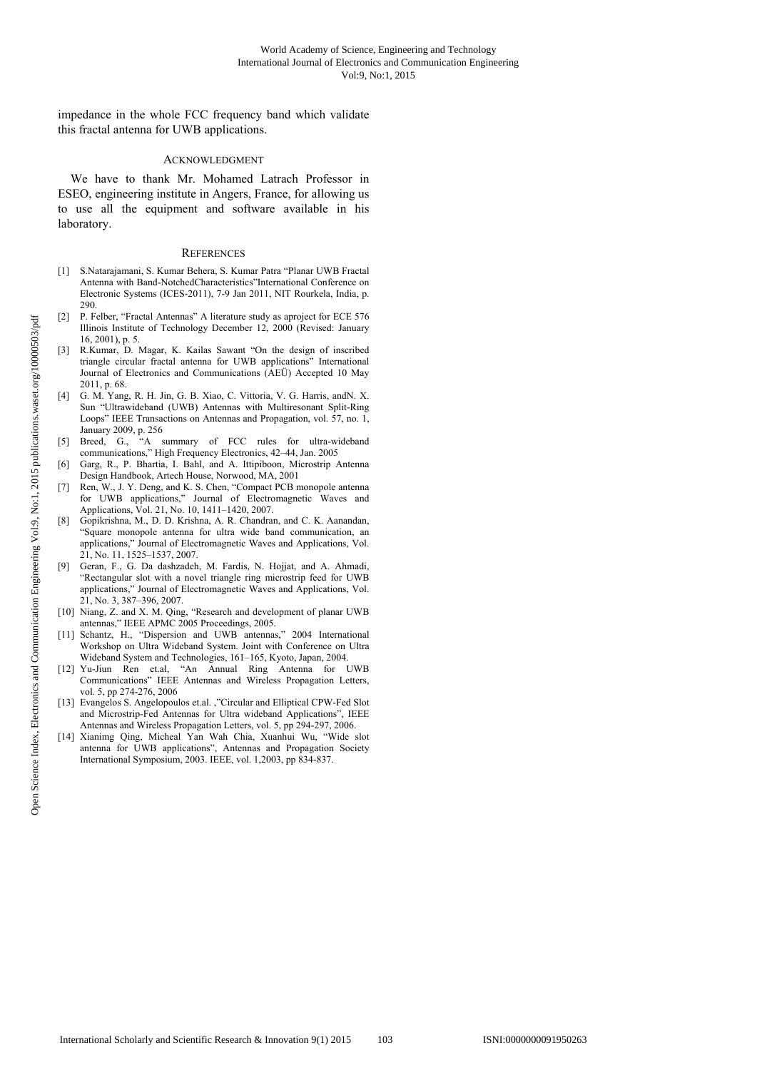impedance in the whole FCC frequency band which validate this fractal antenna for UWB applications.

## ACKNOWLEDGMENT

We have to thank Mr. Mohamed Latrach Professor in ESEO, engineering institute in Angers, France, for allowing us to use all the equipment and software available in his laboratory.

## REFERENCES

[1] S.Natarajamani, S. Kumar Behera, S. Kumar Patra "Planar UWB Fractal Antenna with Band-NotchedCharacteristics"International Conference on Electronic Systems (ICES-2011), 7-9 Jan 2011, NIT Rourkela, India, p. 290.

[2] P. Felber, "Fractal Antennas" A literature study as aproject for ECE 576 Illinois Institute of Technology December 12, 2000 (Revised: January 16, 2001), p. 5.

[3] R.Kumar, D. Magar, K. Kailas Sawant "On the design of inscribed triangle circular fractal antenna for UWB applications" International Journal of Electronics and Communications (AEÜ) Accepted 10 May 2011, p. 68.

[4] G. M. Yang, R. H. Jin, G. B. Xiao, C. Vittoria, V. G. Harris, andN. X. Sun "Ultrawideband (UWB) Antennas with Multiresonant Split-Ring Loops" IEEE Transactions on Antennas and Propagation, vol. 57, no. 1, January 2009, p. 256

[5] Breed, G., "A summary of FCC rules for ultra-wideband communications," High Frequency Electronics, 42–44, Jan. 2005

[6] Garg, R., P. Bhartia, I. Bahl, and A. Ittipiboon, Microstrip Antenna Design Handbook, Artech House, Norwood, MA, 2001

[7] Ren, W., J. Y. Deng, and K. S. Chen, "Compact PCB monopole antenna for UWB applications," Journal of Electromagnetic Waves and Applications, Vol. 21, No. 10, 1411–1420, 2007.

[8] Gopikrishna, M., D. D. Krishna, A. R. Chandran, and C. K. Aanandan, "Square monopole antenna for ultra wide band communication, an applications," Journal of Electromagnetic Waves and Applications, Vol. 21, No. 11, 1525–1537, 2007.

[9] Geran, F., G. Da dashzadeh, M. Fardis, N. Hojjat, and A. Ahmadi, "Rectangular slot with a novel triangle ring microstrip feed for UWB applications," Journal of Electromagnetic Waves and Applications, Vol. 21, No. 3, 387–396, 2007.

[10] Niang, Z. and X. M. Qing, "Research and development of planar UWB antennas," IEEE APMC 2005 Proceedings, 2005.

[11] Schantz, H., "Dispersion and UWB antennas," 2004 International Workshop on Ultra Wideband System. Joint with Conference on Ultra Wideband System and Technologies, 161–165, Kyoto, Japan, 2004.

[12] Yu-Jiun Ren et.al, "An Annual Ring Antenna for UWB Communications" IEEE Antennas and Wireless Propagation Letters, vol. 5, pp 274-276, 2006

[13] Evangelos S. Angelopoulos et.al. ,"Circular and Elliptical CPW-Fed Slot and Microstrip-Fed Antennas for Ultra wideband Applications", IEEE Antennas and Wireless Propagation Letters, vol. 5, pp 294-297, 2006.

[14] Xianimg Qing, Micheal Yan Wah Chia, Xuanhui Wu, "Wide slot antenna for UWB applications", Antennas and Propagation Society International Symposium, 2003. IEEE, vol. 1,2003, pp 834-837.